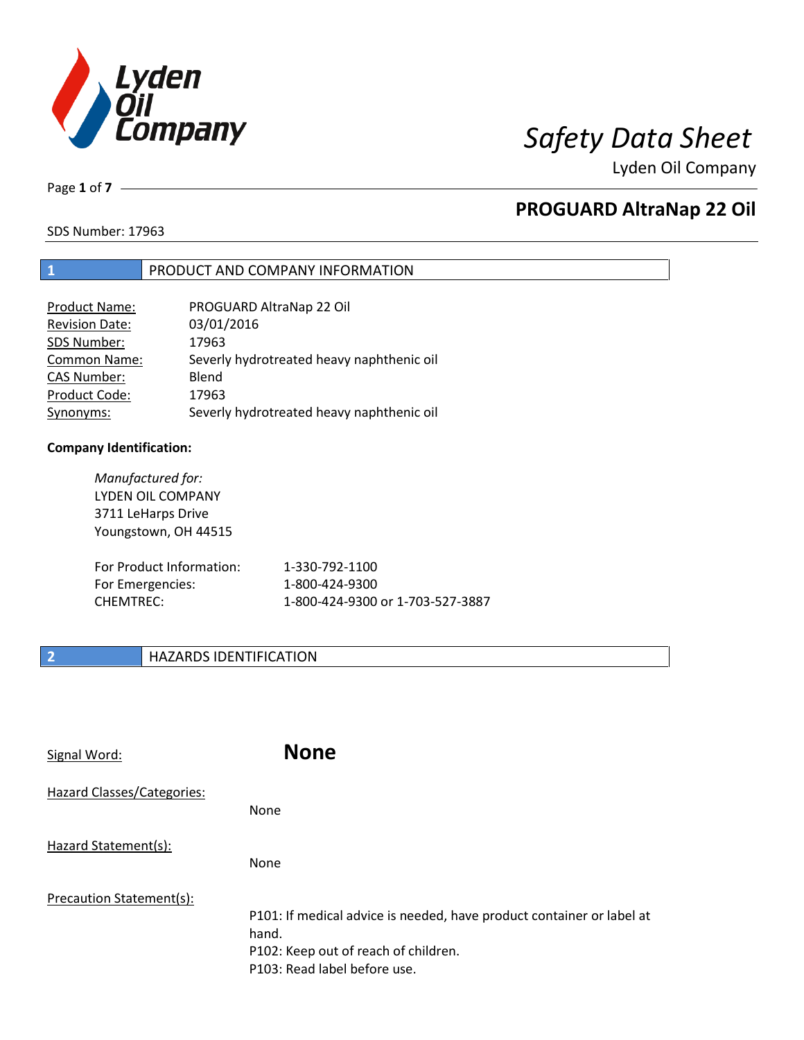# Safety Data Sheet

Lyden Oil Company

## PROGUARD AltraNap 22 Oil

SDS Number: 17963

## 1 PRODUCT AND COMPANY INFORMATION

| | |
|---|---|
| Product Name: | PROGUARD AltraNap 22 Oil |
| Revision Date: | 03/01/2016 |
| SDS Number: | 17963 |
| Common Name: | Severly hydrotreated heavy naphthenic oil |
| CAS Number: | Blend |
| Product Code: | 17963 |
| Synonyms: | Severly hydrotreated heavy naphthenic oil |

**Company Identification:**

*Manufactured for:*
LYDEN OIL COMPANY
3711 LeHarps Drive
Youngstown, OH 44515

| | |
|---|---|
| For Product Information: | 1-330-792-1100 |
| For Emergencies: | 1-800-424-9300 |
| CHEMTREC: | 1-800-424-9300 or 1-703-527-3887 |

## 2 HAZARDS IDENTIFICATION

Signal Word: **None**

Hazard Classes/Categories:

None

Hazard Statement(s):

None

Precaution Statement(s):

P101: If medical advice is needed, have product container or label at hand.
P102: Keep out of reach of children.
P103: Read label before use.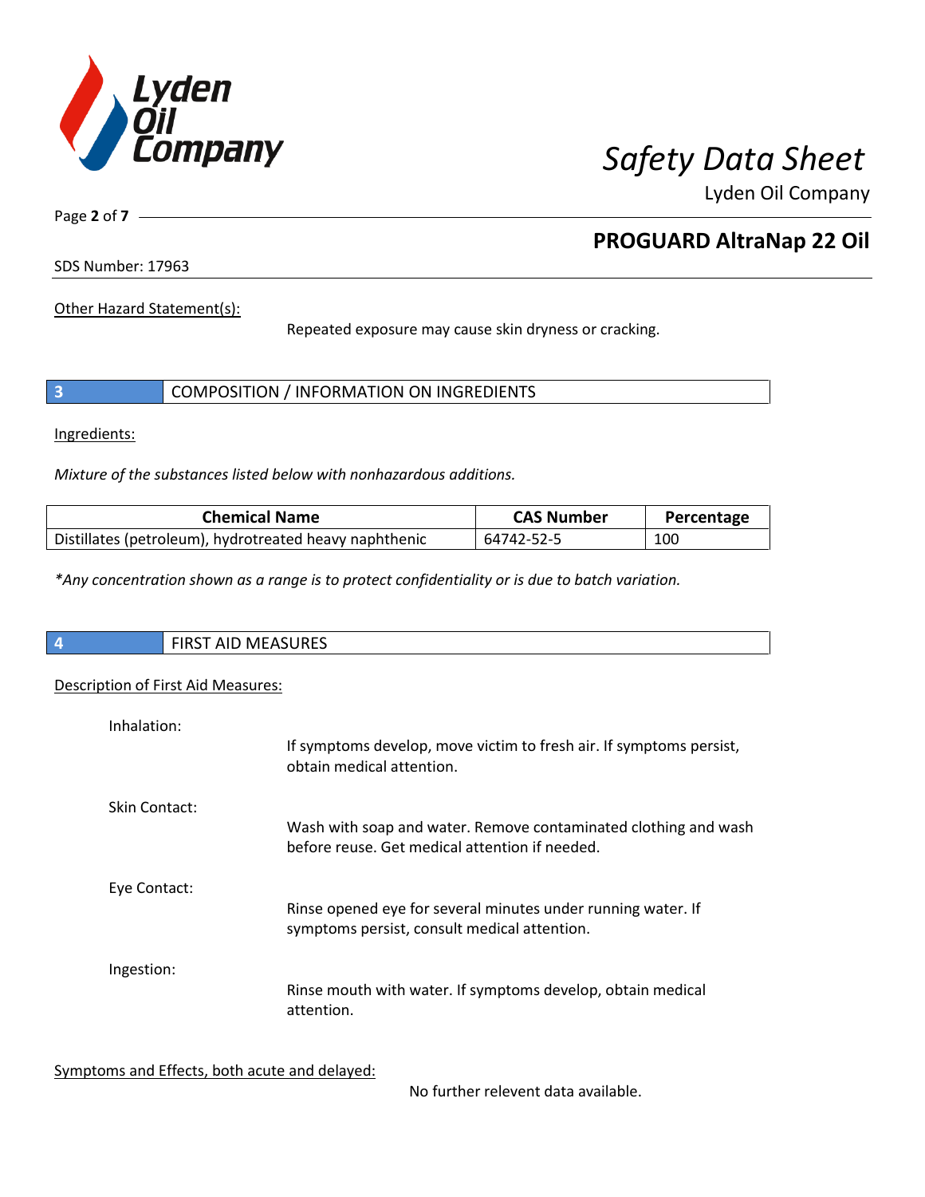Other Hazard Statement(s):

Repeated exposure may cause skin dryness or cracking.

## 3 COMPOSITION / INFORMATION ON INGREDIENTS

Ingredients:

*Mixture of the substances listed below with nonhazardous additions.*

| Chemical Name | CAS Number | Percentage |
|---|---|---|
| Distillates (petroleum), hydrotreated heavy naphthenic | 64742-52-5 | 100 |

*\*Any concentration shown as a range is to protect confidentiality or is due to batch variation.*

## 4 FIRST AID MEASURES

Description of First Aid Measures:

Inhalation:

If symptoms develop, move victim to fresh air. If symptoms persist, obtain medical attention.

Skin Contact:

Wash with soap and water. Remove contaminated clothing and wash before reuse. Get medical attention if needed.

Eye Contact:

Rinse opened eye for several minutes under running water. If symptoms persist, consult medical attention.

Ingestion:

Rinse mouth with water. If symptoms develop, obtain medical attention.

Symptoms and Effects, both acute and delayed:

No further relevent data available.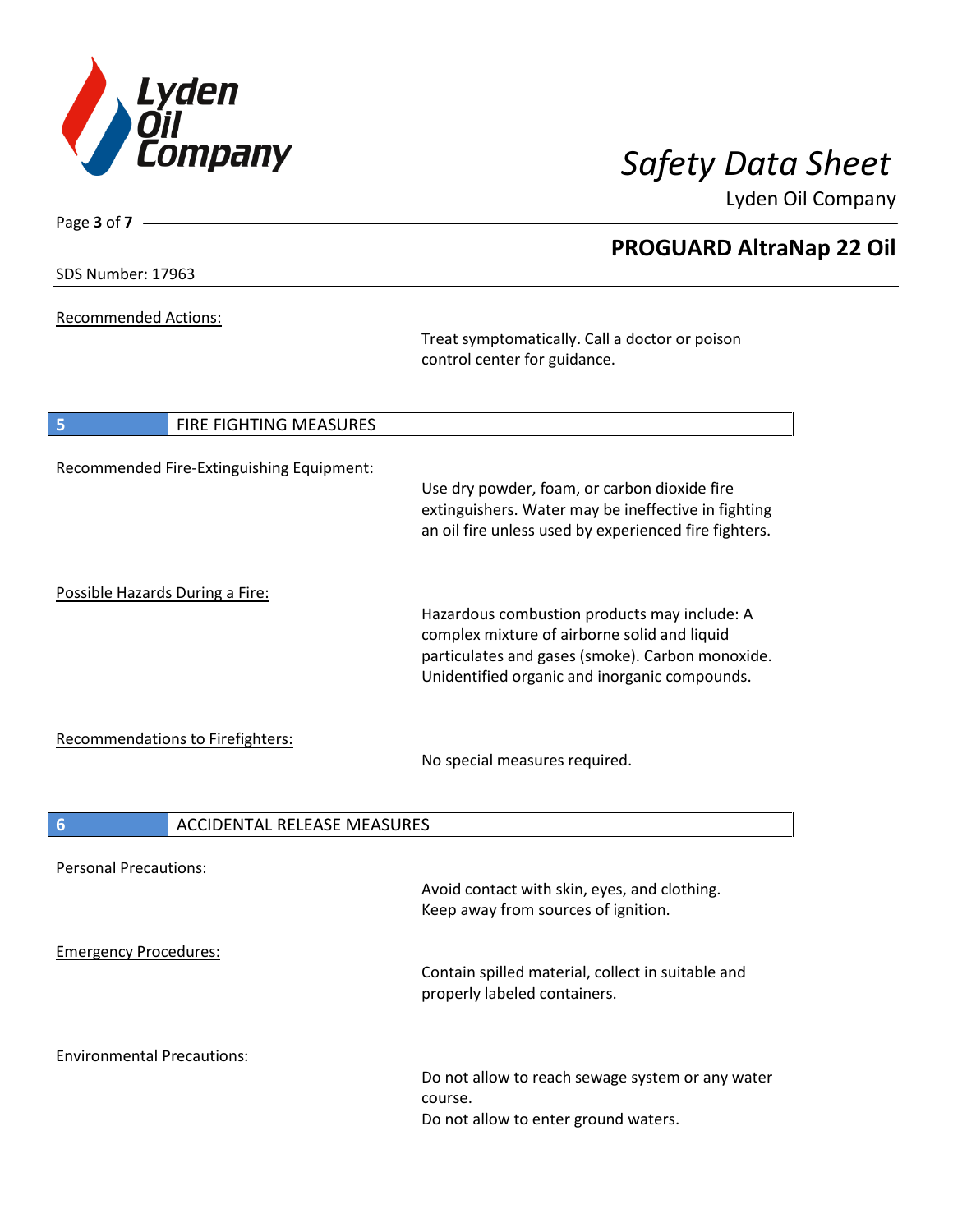Recommended Actions:

Treat symptomatically. Call a doctor or poison control center for guidance.

## 5 FIRE FIGHTING MEASURES

Recommended Fire-Extinguishing Equipment:

Use dry powder, foam, or carbon dioxide fire extinguishers. Water may be ineffective in fighting an oil fire unless used by experienced fire fighters.

Possible Hazards During a Fire:

Hazardous combustion products may include: A complex mixture of airborne solid and liquid particulates and gases (smoke). Carbon monoxide. Unidentified organic and inorganic compounds.

Recommendations to Firefighters:

No special measures required.

## 6 ACCIDENTAL RELEASE MEASURES

Personal Precautions:

Avoid contact with skin, eyes, and clothing.
Keep away from sources of ignition.

Emergency Procedures:

Contain spilled material, collect in suitable and properly labeled containers.

Environmental Precautions:

Do not allow to reach sewage system or any water course.
Do not allow to enter ground waters.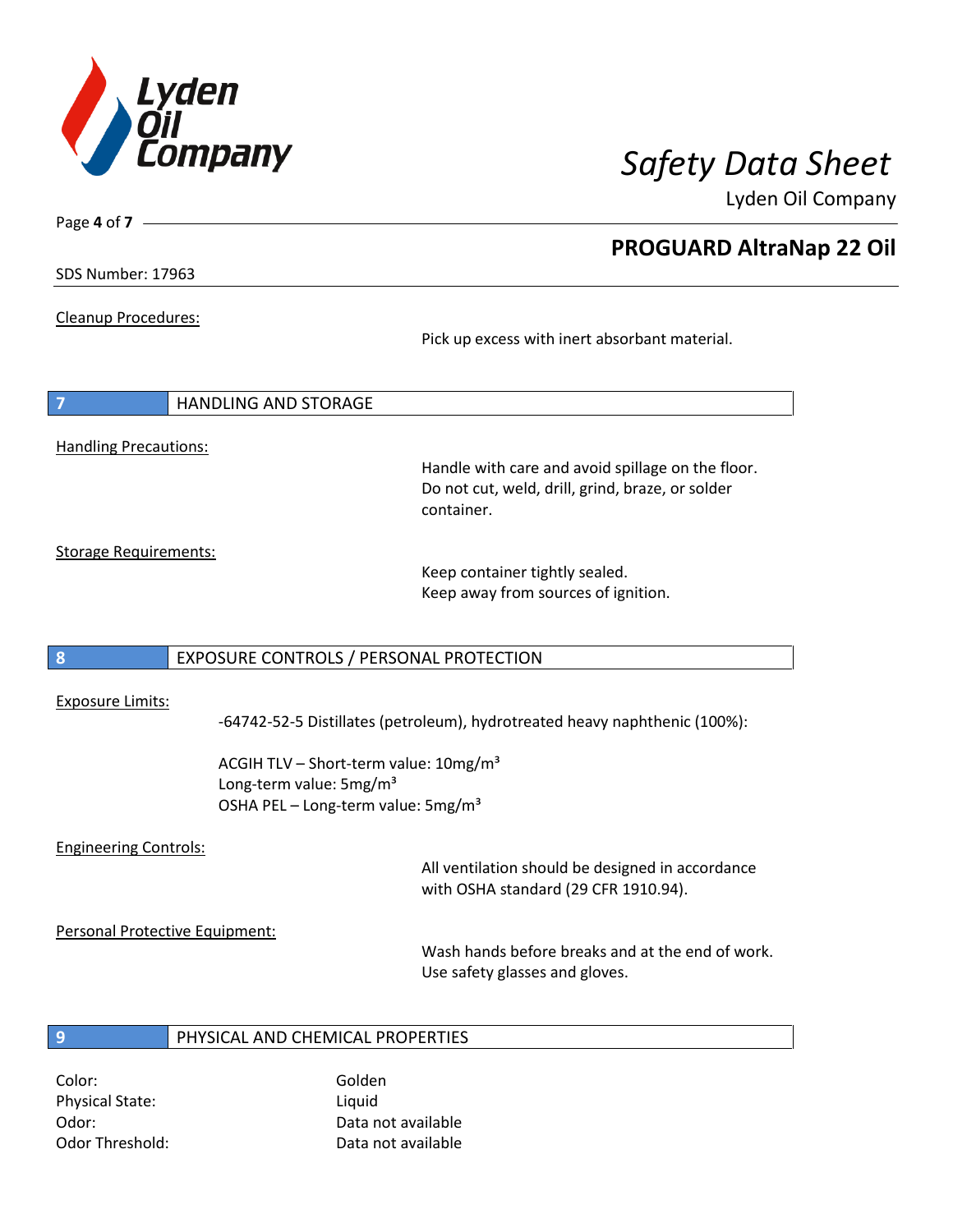Cleanup Procedures:

Pick up excess with inert absorbant material.

## 7 HANDLING AND STORAGE

Handling Precautions:

Handle with care and avoid spillage on the floor. Do not cut, weld, drill, grind, braze, or solder container.

Storage Requirements:

Keep container tightly sealed.
Keep away from sources of ignition.

## 8 EXPOSURE CONTROLS / PERSONAL PROTECTION

Exposure Limits:

-64742-52-5 Distillates (petroleum), hydrotreated heavy naphthenic (100%):

ACGIH TLV – Short-term value: 10mg/m³
Long-term value: 5mg/m³
OSHA PEL – Long-term value: 5mg/m³

Engineering Controls:

All ventilation should be designed in accordance with OSHA standard (29 CFR 1910.94).

Personal Protective Equipment:

Wash hands before breaks and at the end of work.
Use safety glasses and gloves.

## 9 PHYSICAL AND CHEMICAL PROPERTIES

| | |
|---|---|
| Color: | Golden |
| Physical State: | Liquid |
| Odor: | Data not available |
| Odor Threshold: | Data not available |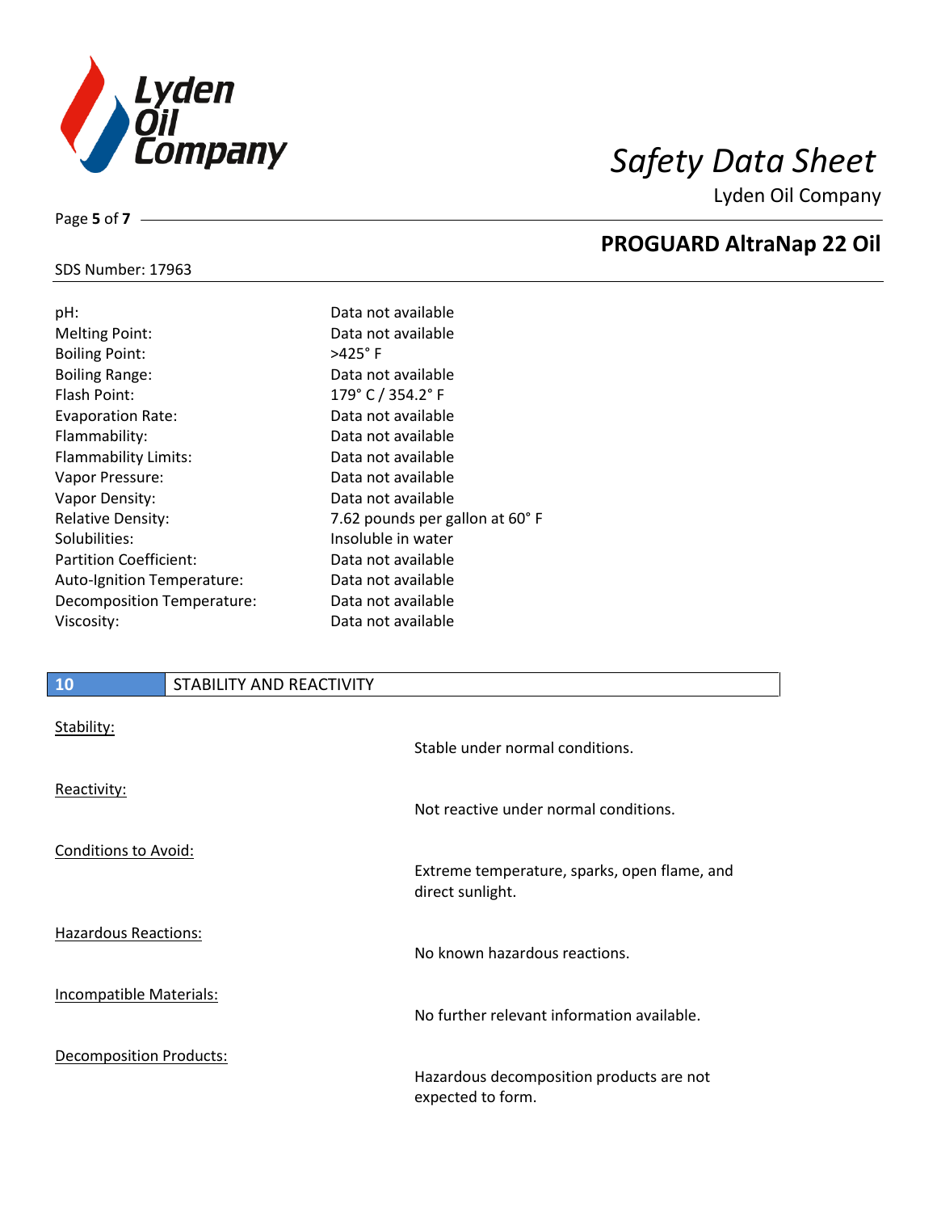| | |
|---|---|
| pH: | Data not available |
| Melting Point: | Data not available |
| Boiling Point: | >425° F |
| Boiling Range: | Data not available |
| Flash Point: | 179° C / 354.2° F |
| Evaporation Rate: | Data not available |
| Flammability: | Data not available |
| Flammability Limits: | Data not available |
| Vapor Pressure: | Data not available |
| Vapor Density: | Data not available |
| Relative Density: | 7.62 pounds per gallon at 60° F |
| Solubilities: | Insoluble in water |
| Partition Coefficient: | Data not available |
| Auto-Ignition Temperature: | Data not available |
| Decomposition Temperature: | Data not available |
| Viscosity: | Data not available |

## 10 STABILITY AND REACTIVITY

<u>Stability:</u>

Stable under normal conditions.

<u>Reactivity:</u>

Not reactive under normal conditions.

<u>Conditions to Avoid:</u>

Extreme temperature, sparks, open flame, and direct sunlight.

<u>Hazardous Reactions:</u>

No known hazardous reactions.

<u>Incompatible Materials:</u>

No further relevant information available.

<u>Decomposition Products:</u>

Hazardous decomposition products are not expected to form.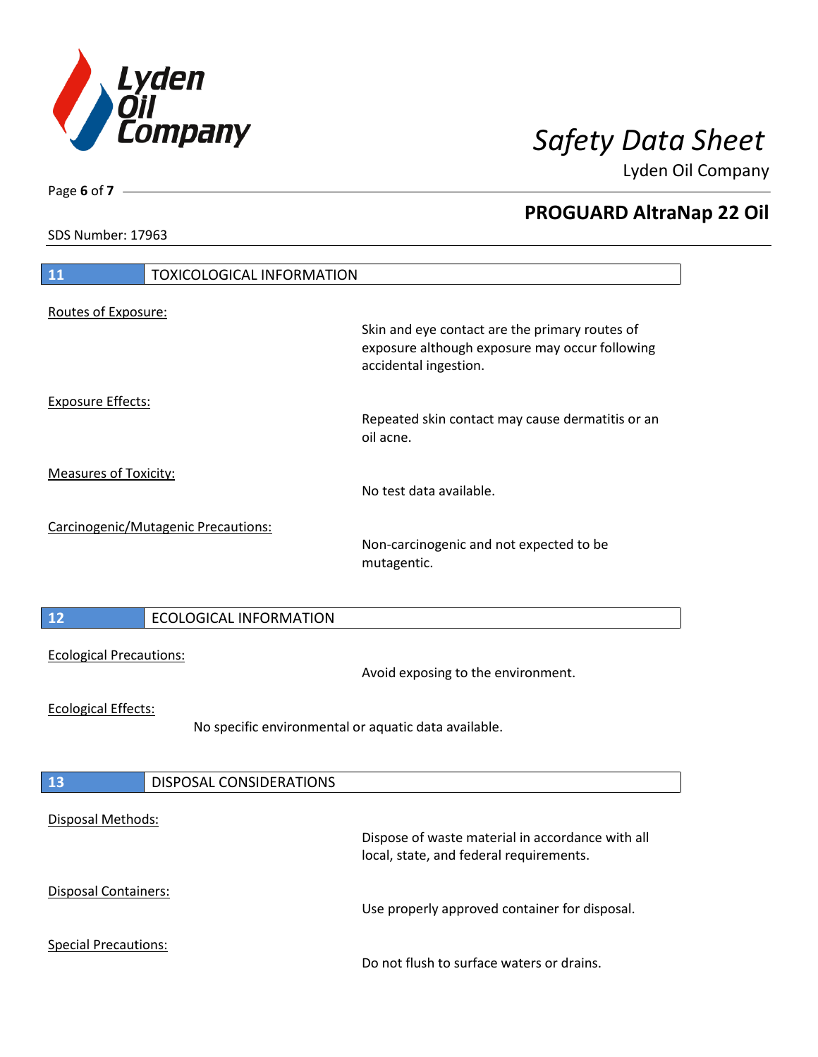## 11 TOXICOLOGICAL INFORMATION

Routes of Exposure:

Skin and eye contact are the primary routes of exposure although exposure may occur following accidental ingestion.

Exposure Effects:

Repeated skin contact may cause dermatitis or an oil acne.

Measures of Toxicity:

No test data available.

Carcinogenic/Mutagenic Precautions:

Non-carcinogenic and not expected to be mutagentic.

## 12 ECOLOGICAL INFORMATION

Ecological Precautions:

Avoid exposing to the environment.

Ecological Effects:

No specific environmental or aquatic data available.

## 13 DISPOSAL CONSIDERATIONS

Disposal Methods:

Dispose of waste material in accordance with all local, state, and federal requirements.

Disposal Containers:

Use properly approved container for disposal.

Special Precautions:

Do not flush to surface waters or drains.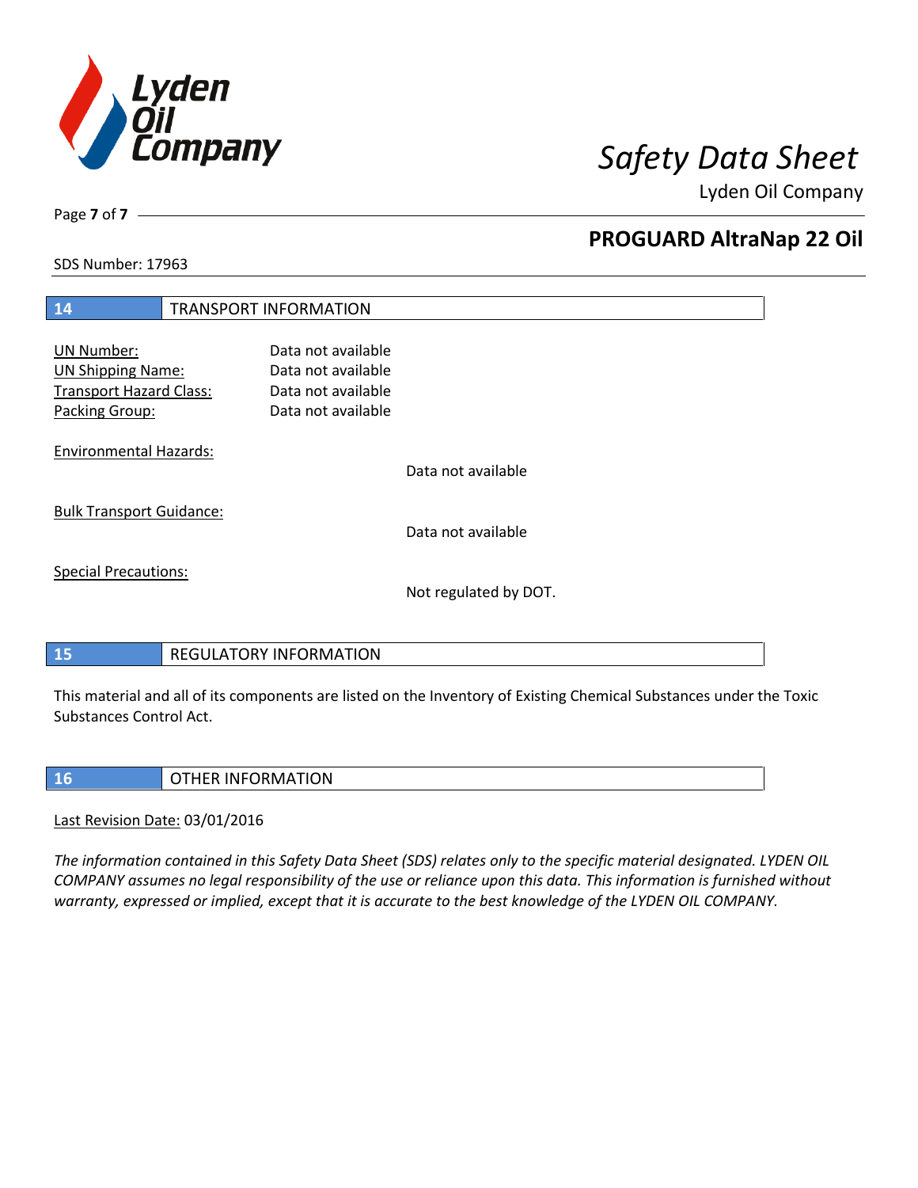# PROGUARD AltraNap 22 Oil

SDS Number: 17963

## 14 TRANSPORT INFORMATION

| | |
|---|---|
| UN Number: | Data not available |
| UN Shipping Name: | Data not available |
| Transport Hazard Class: | Data not available |
| Packing Group: | Data not available |

Environmental Hazards:

Data not available

Bulk Transport Guidance:

Data not available

Special Precautions:

Not regulated by DOT.

## 15 REGULATORY INFORMATION

This material and all of its components are listed on the Inventory of Existing Chemical Substances under the Toxic Substances Control Act.

## 16 OTHER INFORMATION

Last Revision Date: 03/01/2016

*The information contained in this Safety Data Sheet (SDS) relates only to the specific material designated. LYDEN OIL COMPANY assumes no legal responsibility of the use or reliance upon this data. This information is furnished without warranty, expressed or implied, except that it is accurate to the best knowledge of the LYDEN OIL COMPANY.*